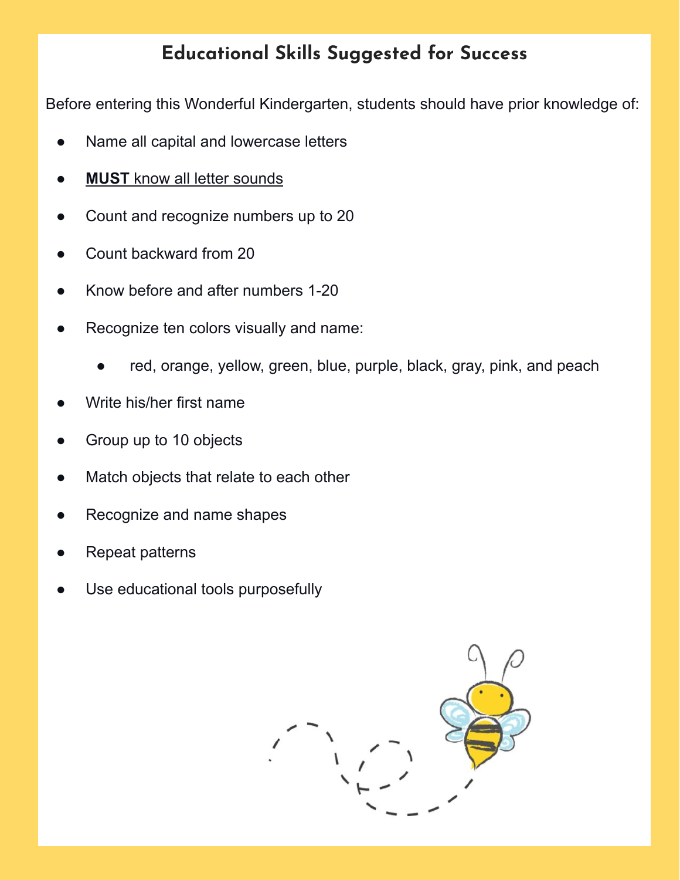# Educational Skills Suggested for Success

Before entering this Wonderful Kindergarten, students should have prior knowledge of:

- Name all capital and lowercase letters
- **MUST** know all letter sounds
- Count and recognize numbers up to 20
- Count backward from 20
- Know before and after numbers 1-20
- Recognize ten colors visually and name:
  - red, orange, yellow, green, blue, purple, black, gray, pink, and peach
- Write his/her first name
- Group up to 10 objects
- Match objects that relate to each other
- Recognize and name shapes
- Repeat patterns
- Use educational tools purposefully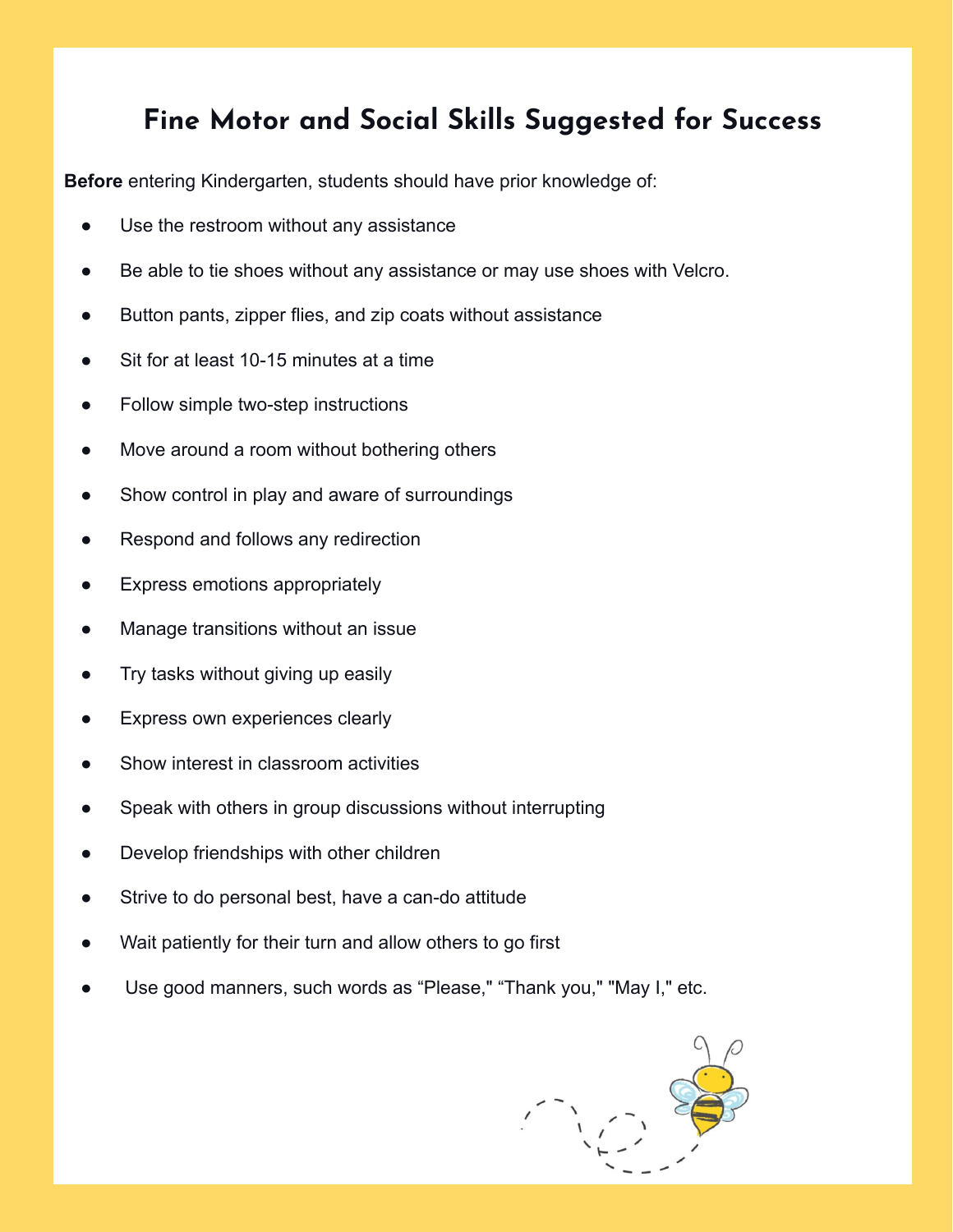# Fine Motor and Social Skills Suggested for Success

**Before** entering Kindergarten, students should have prior knowledge of:

- Use the restroom without any assistance
- Be able to tie shoes without any assistance or may use shoes with Velcro.
- Button pants, zipper flies, and zip coats without assistance
- Sit for at least 10-15 minutes at a time
- Follow simple two-step instructions
- Move around a room without bothering others
- Show control in play and aware of surroundings
- Respond and follows any redirection
- Express emotions appropriately
- Manage transitions without an issue
- Try tasks without giving up easily
- Express own experiences clearly
- Show interest in classroom activities
- Speak with others in group discussions without interrupting
- Develop friendships with other children
- Strive to do personal best, have a can-do attitude
- Wait patiently for their turn and allow others to go first
- Use good manners, such words as “Please," “Thank you," "May I," etc.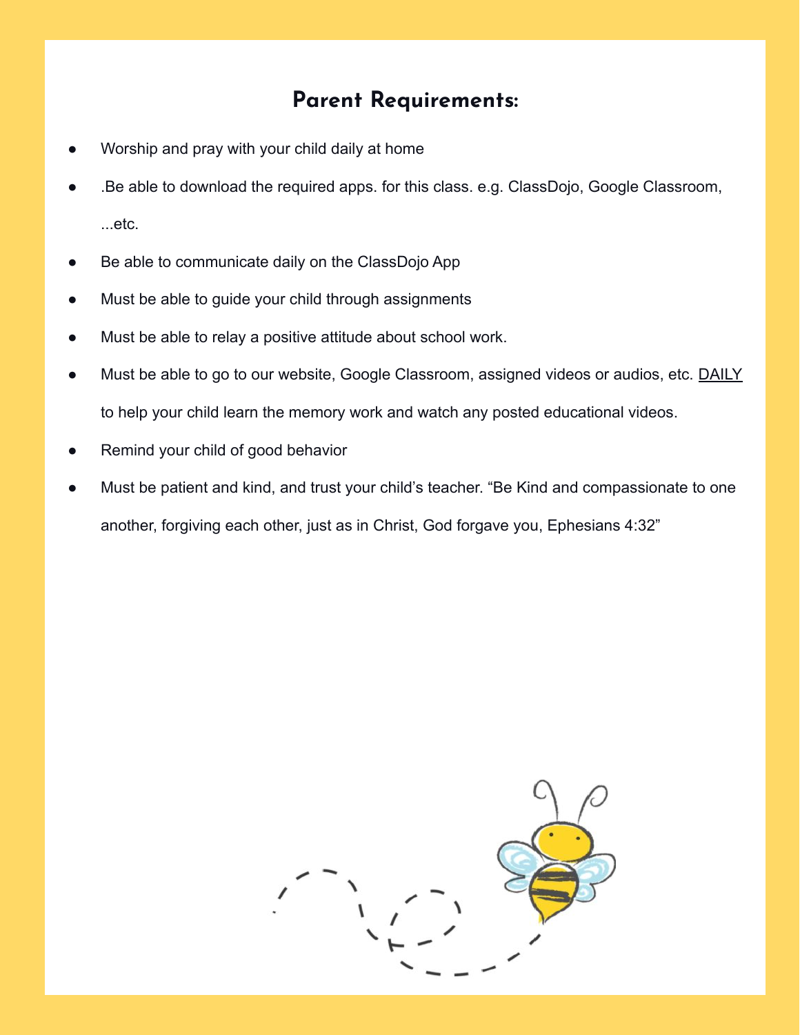## Parent Requirements:

- Worship and pray with your child daily at home
- .Be able to download the required apps. for this class. e.g. ClassDojo, Google Classroom, ...etc.
- Be able to communicate daily on the ClassDojo App
- Must be able to guide your child through assignments
- Must be able to relay a positive attitude about school work.
- Must be able to go to our website, Google Classroom, assigned videos or audios, etc. DAILY to help your child learn the memory work and watch any posted educational videos.
- Remind your child of good behavior
- Must be patient and kind, and trust your child's teacher. "Be Kind and compassionate to one another, forgiving each other, just as in Christ, God forgave you, Ephesians 4:32"